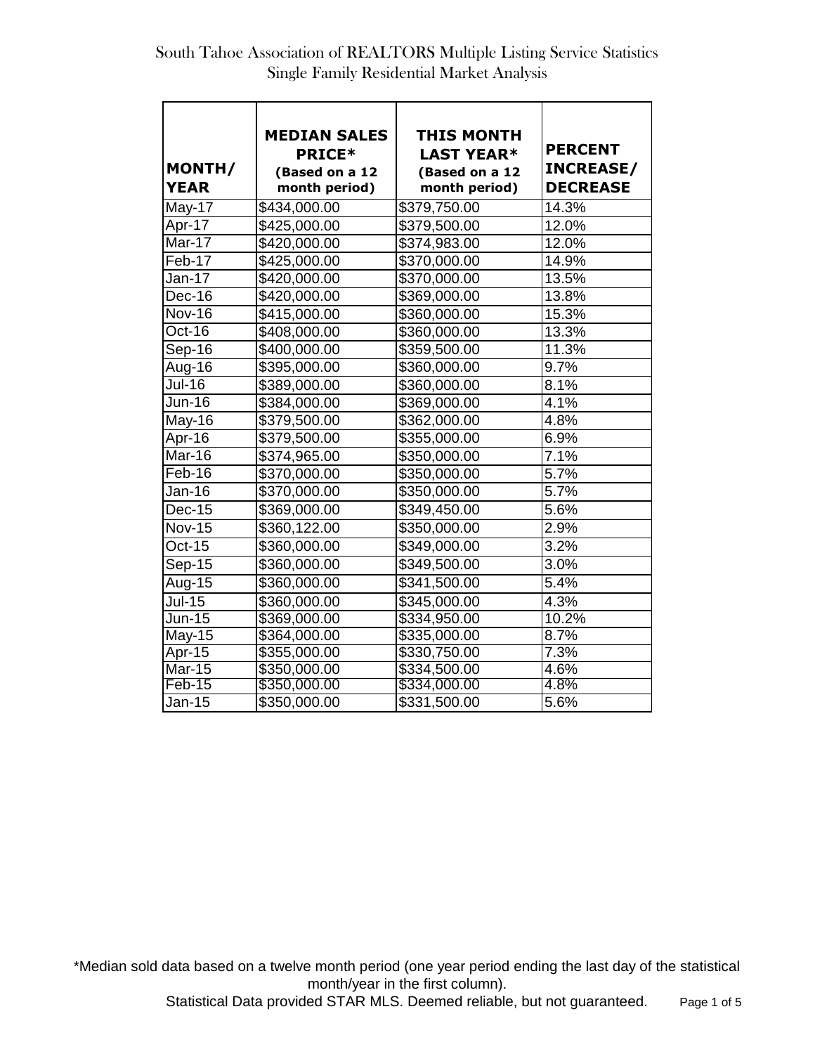# South Tahoe Association of REALTORS Multiple Listing Service Statistics

## Single Family Residential Market Analysis

| MONTH/ YEAR | MEDIAN SALES PRICE* (Based on a 12 month period) | THIS MONTH LAST YEAR* (Based on a 12 month period) | PERCENT INCREASE/ DECREASE |
|---|---|---|---|
| May-17 | $434,000.00 | $379,750.00 | 14.3% |
| Apr-17 | $425,000.00 | $379,500.00 | 12.0% |
| Mar-17 | $420,000.00 | $374,983.00 | 12.0% |
| Feb-17 | $425,000.00 | $370,000.00 | 14.9% |
| Jan-17 | $420,000.00 | $370,000.00 | 13.5% |
| Dec-16 | $420,000.00 | $369,000.00 | 13.8% |
| Nov-16 | $415,000.00 | $360,000.00 | 15.3% |
| Oct-16 | $408,000.00 | $360,000.00 | 13.3% |
| Sep-16 | $400,000.00 | $359,500.00 | 11.3% |
| Aug-16 | $395,000.00 | $360,000.00 | 9.7% |
| Jul-16 | $389,000.00 | $360,000.00 | 8.1% |
| Jun-16 | $384,000.00 | $369,000.00 | 4.1% |
| May-16 | $379,500.00 | $362,000.00 | 4.8% |
| Apr-16 | $379,500.00 | $355,000.00 | 6.9% |
| Mar-16 | $374,965.00 | $350,000.00 | 7.1% |
| Feb-16 | $370,000.00 | $350,000.00 | 5.7% |
| Jan-16 | $370,000.00 | $350,000.00 | 5.7% |
| Dec-15 | $369,000.00 | $349,450.00 | 5.6% |
| Nov-15 | $360,122.00 | $350,000.00 | 2.9% |
| Oct-15 | $360,000.00 | $349,000.00 | 3.2% |
| Sep-15 | $360,000.00 | $349,500.00 | 3.0% |
| Aug-15 | $360,000.00 | $341,500.00 | 5.4% |
| Jul-15 | $360,000.00 | $345,000.00 | 4.3% |
| Jun-15 | $369,000.00 | $334,950.00 | 10.2% |
| May-15 | $364,000.00 | $335,000.00 | 8.7% |
| Apr-15 | $355,000.00 | $330,750.00 | 7.3% |
| Mar-15 | $350,000.00 | $334,500.00 | 4.6% |
| Feb-15 | $350,000.00 | $334,000.00 | 4.8% |
| Jan-15 | $350,000.00 | $331,500.00 | 5.6% |

*Median sold data based on a twelve month period (one year period ending the last day of the statistical month/year in the first column).

Statistical Data provided STAR MLS. Deemed reliable, but not guaranteed.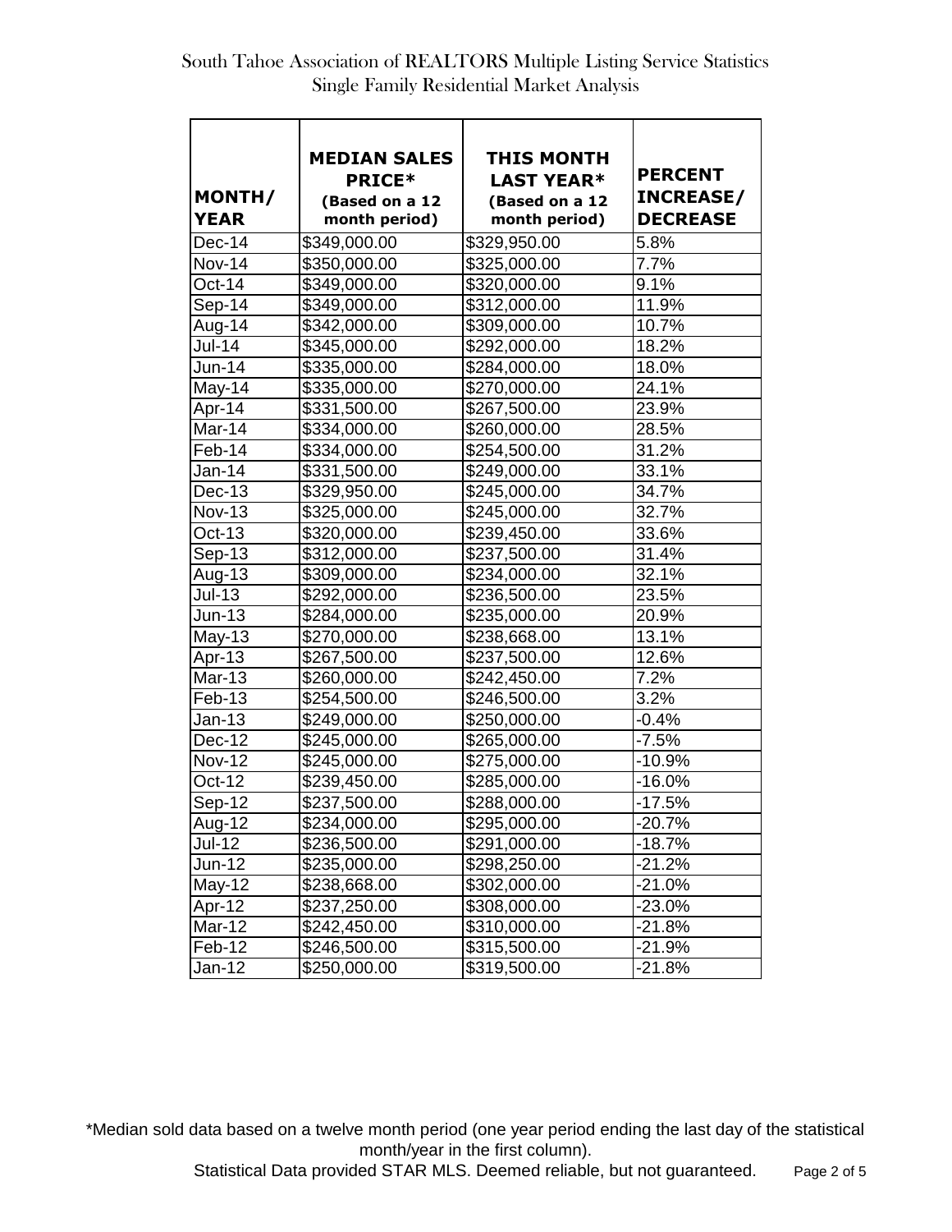# South Tahoe Association of REALTORS Multiple Listing Service Statistics

## Single Family Residential Market Analysis

| MONTH/ YEAR | MEDIAN SALES PRICE* (Based on a 12 month period) | THIS MONTH LAST YEAR* (Based on a 12 month period) | PERCENT INCREASE/ DECREASE |
|---|---|---|---|
| Dec-14 | $349,000.00 | $329,950.00 | 5.8% |
| Nov-14 | $350,000.00 | $325,000.00 | 7.7% |
| Oct-14 | $349,000.00 | $320,000.00 | 9.1% |
| Sep-14 | $349,000.00 | $312,000.00 | 11.9% |
| Aug-14 | $342,000.00 | $309,000.00 | 10.7% |
| Jul-14 | $345,000.00 | $292,000.00 | 18.2% |
| Jun-14 | $335,000.00 | $284,000.00 | 18.0% |
| May-14 | $335,000.00 | $270,000.00 | 24.1% |
| Apr-14 | $331,500.00 | $267,500.00 | 23.9% |
| Mar-14 | $334,000.00 | $260,000.00 | 28.5% |
| Feb-14 | $334,000.00 | $254,500.00 | 31.2% |
| Jan-14 | $331,500.00 | $249,000.00 | 33.1% |
| Dec-13 | $329,950.00 | $245,000.00 | 34.7% |
| Nov-13 | $325,000.00 | $245,000.00 | 32.7% |
| Oct-13 | $320,000.00 | $239,450.00 | 33.6% |
| Sep-13 | $312,000.00 | $237,500.00 | 31.4% |
| Aug-13 | $309,000.00 | $234,000.00 | 32.1% |
| Jul-13 | $292,000.00 | $236,500.00 | 23.5% |
| Jun-13 | $284,000.00 | $235,000.00 | 20.9% |
| May-13 | $270,000.00 | $238,668.00 | 13.1% |
| Apr-13 | $267,500.00 | $237,500.00 | 12.6% |
| Mar-13 | $260,000.00 | $242,450.00 | 7.2% |
| Feb-13 | $254,500.00 | $246,500.00 | 3.2% |
| Jan-13 | $249,000.00 | $250,000.00 | -0.4% |
| Dec-12 | $245,000.00 | $265,000.00 | -7.5% |
| Nov-12 | $245,000.00 | $275,000.00 | -10.9% |
| Oct-12 | $239,450.00 | $285,000.00 | -16.0% |
| Sep-12 | $237,500.00 | $288,000.00 | -17.5% |
| Aug-12 | $234,000.00 | $295,000.00 | -20.7% |
| Jul-12 | $236,500.00 | $291,000.00 | -18.7% |
| Jun-12 | $235,000.00 | $298,250.00 | -21.2% |
| May-12 | $238,668.00 | $302,000.00 | -21.0% |
| Apr-12 | $237,250.00 | $308,000.00 | -23.0% |
| Mar-12 | $242,450.00 | $310,000.00 | -21.8% |
| Feb-12 | $246,500.00 | $315,500.00 | -21.9% |
| Jan-12 | $250,000.00 | $319,500.00 | -21.8% |

*Median sold data based on a twelve month period (one year period ending the last day of the statistical month/year in the first column).

Statistical Data provided STAR MLS. Deemed reliable, but not guaranteed.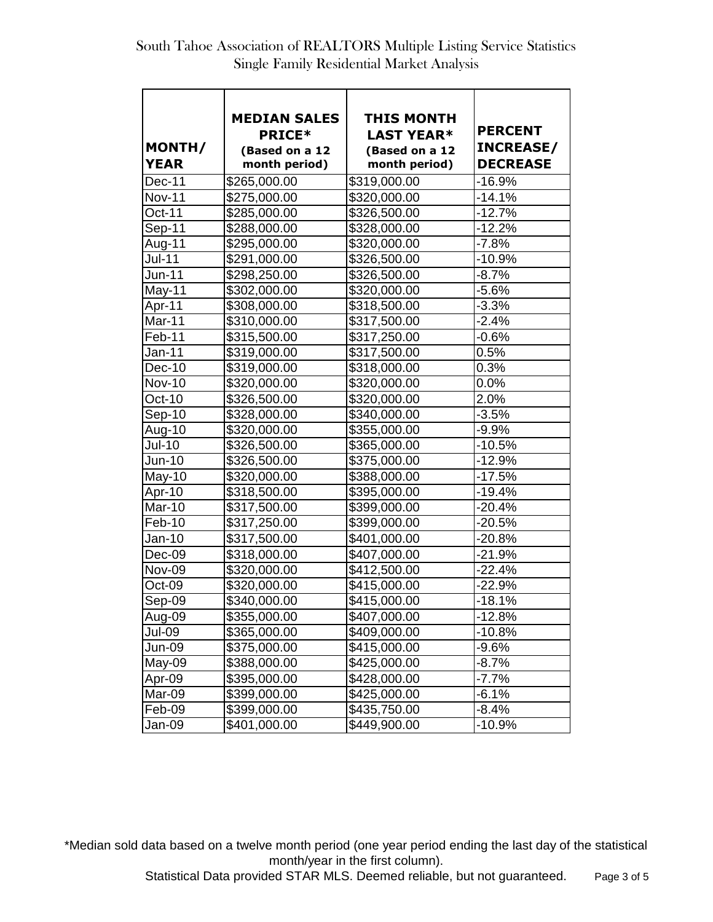# South Tahoe Association of REALTORS Multiple Listing Service Statistics

## Single Family Residential Market Analysis

| MONTH/ YEAR | MEDIAN SALES PRICE* (Based on a 12 month period) | THIS MONTH LAST YEAR* (Based on a 12 month period) | PERCENT INCREASE/ DECREASE |
|---|---|---|---|
| Dec-11 | $265,000.00 | $319,000.00 | -16.9% |
| Nov-11 | $275,000.00 | $320,000.00 | -14.1% |
| Oct-11 | $285,000.00 | $326,500.00 | -12.7% |
| Sep-11 | $288,000.00 | $328,000.00 | -12.2% |
| Aug-11 | $295,000.00 | $320,000.00 | -7.8% |
| Jul-11 | $291,000.00 | $326,500.00 | -10.9% |
| Jun-11 | $298,250.00 | $326,500.00 | -8.7% |
| May-11 | $302,000.00 | $320,000.00 | -5.6% |
| Apr-11 | $308,000.00 | $318,500.00 | -3.3% |
| Mar-11 | $310,000.00 | $317,500.00 | -2.4% |
| Feb-11 | $315,500.00 | $317,250.00 | -0.6% |
| Jan-11 | $319,000.00 | $317,500.00 | 0.5% |
| Dec-10 | $319,000.00 | $318,000.00 | 0.3% |
| Nov-10 | $320,000.00 | $320,000.00 | 0.0% |
| Oct-10 | $326,500.00 | $320,000.00 | 2.0% |
| Sep-10 | $328,000.00 | $340,000.00 | -3.5% |
| Aug-10 | $320,000.00 | $355,000.00 | -9.9% |
| Jul-10 | $326,500.00 | $365,000.00 | -10.5% |
| Jun-10 | $326,500.00 | $375,000.00 | -12.9% |
| May-10 | $320,000.00 | $388,000.00 | -17.5% |
| Apr-10 | $318,500.00 | $395,000.00 | -19.4% |
| Mar-10 | $317,500.00 | $399,000.00 | -20.4% |
| Feb-10 | $317,250.00 | $399,000.00 | -20.5% |
| Jan-10 | $317,500.00 | $401,000.00 | -20.8% |
| Dec-09 | $318,000.00 | $407,000.00 | -21.9% |
| Nov-09 | $320,000.00 | $412,500.00 | -22.4% |
| Oct-09 | $320,000.00 | $415,000.00 | -22.9% |
| Sep-09 | $340,000.00 | $415,000.00 | -18.1% |
| Aug-09 | $355,000.00 | $407,000.00 | -12.8% |
| Jul-09 | $365,000.00 | $409,000.00 | -10.8% |
| Jun-09 | $375,000.00 | $415,000.00 | -9.6% |
| May-09 | $388,000.00 | $425,000.00 | -8.7% |
| Apr-09 | $395,000.00 | $428,000.00 | -7.7% |
| Mar-09 | $399,000.00 | $425,000.00 | -6.1% |
| Feb-09 | $399,000.00 | $435,750.00 | -8.4% |
| Jan-09 | $401,000.00 | $449,900.00 | -10.9% |

*Median sold data based on a twelve month period (one year period ending the last day of the statistical month/year in the first column).

Statistical Data provided STAR MLS. Deemed reliable, but not guaranteed.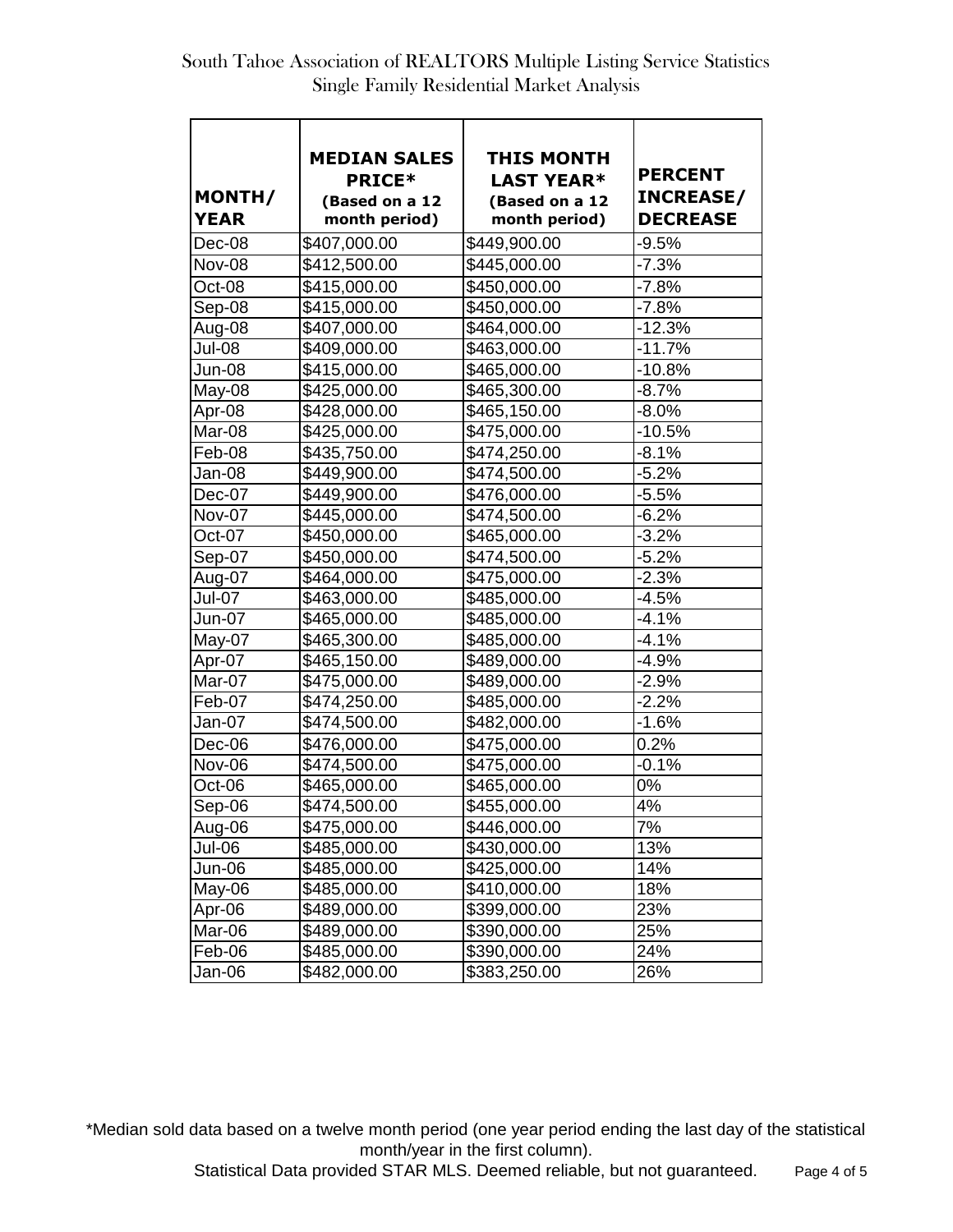South Tahoe Association of REALTORS Multiple Listing Service Statistics
Single Family Residential Market Analysis

| MONTH/ YEAR | MEDIAN SALES PRICE* (Based on a 12 month period) | THIS MONTH LAST YEAR* (Based on a 12 month period) | PERCENT INCREASE/ DECREASE |
|---|---|---|---|
| Dec-08 | $407,000.00 | $449,900.00 | -9.5% |
| Nov-08 | $412,500.00 | $445,000.00 | -7.3% |
| Oct-08 | $415,000.00 | $450,000.00 | -7.8% |
| Sep-08 | $415,000.00 | $450,000.00 | -7.8% |
| Aug-08 | $407,000.00 | $464,000.00 | -12.3% |
| Jul-08 | $409,000.00 | $463,000.00 | -11.7% |
| Jun-08 | $415,000.00 | $465,000.00 | -10.8% |
| May-08 | $425,000.00 | $465,300.00 | -8.7% |
| Apr-08 | $428,000.00 | $465,150.00 | -8.0% |
| Mar-08 | $425,000.00 | $475,000.00 | -10.5% |
| Feb-08 | $435,750.00 | $474,250.00 | -8.1% |
| Jan-08 | $449,900.00 | $474,500.00 | -5.2% |
| Dec-07 | $449,900.00 | $476,000.00 | -5.5% |
| Nov-07 | $445,000.00 | $474,500.00 | -6.2% |
| Oct-07 | $450,000.00 | $465,000.00 | -3.2% |
| Sep-07 | $450,000.00 | $474,500.00 | -5.2% |
| Aug-07 | $464,000.00 | $475,000.00 | -2.3% |
| Jul-07 | $463,000.00 | $485,000.00 | -4.5% |
| Jun-07 | $465,000.00 | $485,000.00 | -4.1% |
| May-07 | $465,300.00 | $485,000.00 | -4.1% |
| Apr-07 | $465,150.00 | $489,000.00 | -4.9% |
| Mar-07 | $475,000.00 | $489,000.00 | -2.9% |
| Feb-07 | $474,250.00 | $485,000.00 | -2.2% |
| Jan-07 | $474,500.00 | $482,000.00 | -1.6% |
| Dec-06 | $476,000.00 | $475,000.00 | 0.2% |
| Nov-06 | $474,500.00 | $475,000.00 | -0.1% |
| Oct-06 | $465,000.00 | $465,000.00 | 0% |
| Sep-06 | $474,500.00 | $455,000.00 | 4% |
| Aug-06 | $475,000.00 | $446,000.00 | 7% |
| Jul-06 | $485,000.00 | $430,000.00 | 13% |
| Jun-06 | $485,000.00 | $425,000.00 | 14% |
| May-06 | $485,000.00 | $410,000.00 | 18% |
| Apr-06 | $489,000.00 | $399,000.00 | 23% |
| Mar-06 | $489,000.00 | $390,000.00 | 25% |
| Feb-06 | $485,000.00 | $390,000.00 | 24% |
| Jan-06 | $482,000.00 | $383,250.00 | 26% |

*Median sold data based on a twelve month period (one year period ending the last day of the statistical month/year in the first column).

Statistical Data provided STAR MLS. Deemed reliable, but not guaranteed.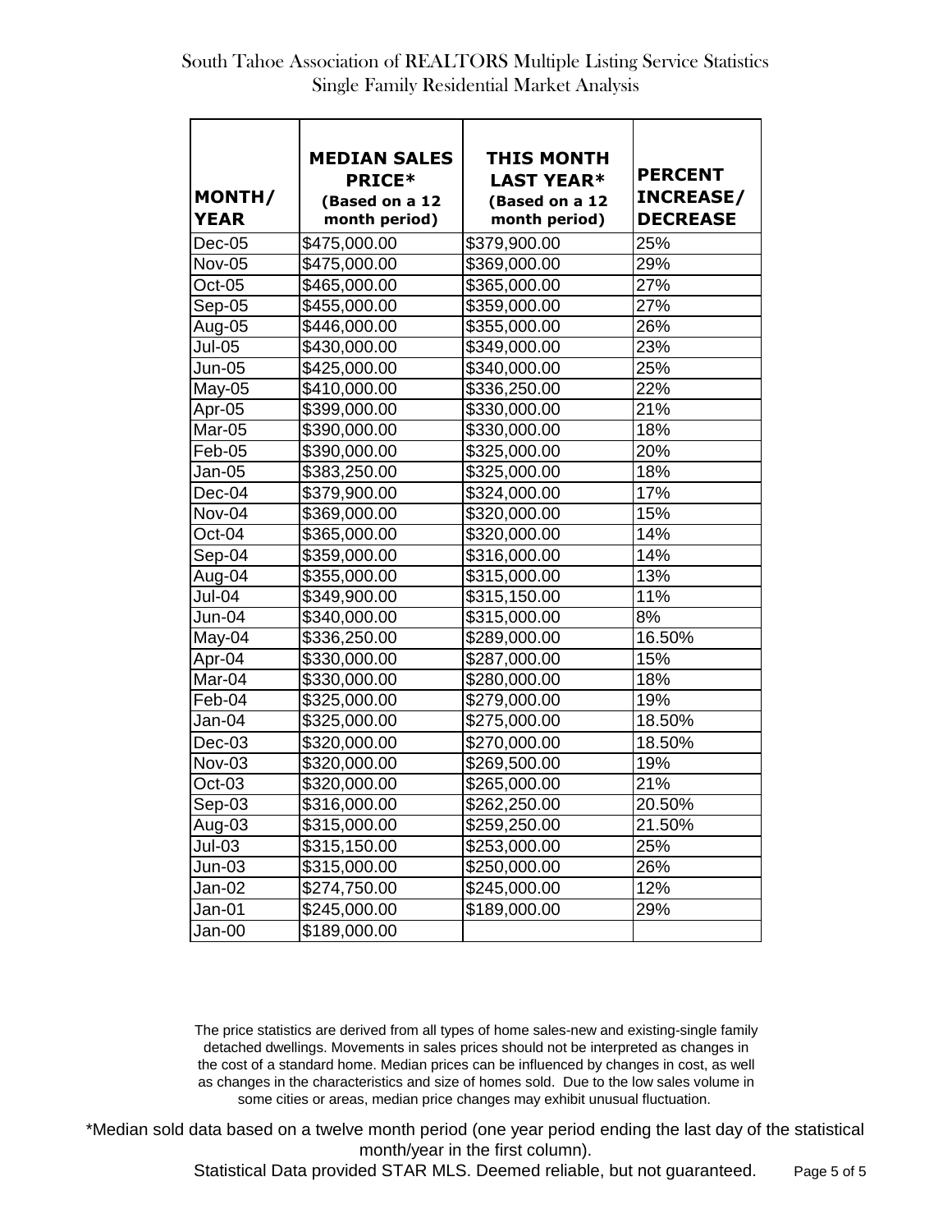South Tahoe Association of REALTORS Multiple Listing Service Statistics
Single Family Residential Market Analysis

| MONTH/ YEAR | MEDIAN SALES PRICE* (Based on a 12 month period) | THIS MONTH LAST YEAR* (Based on a 12 month period) | PERCENT INCREASE/ DECREASE |
|---|---|---|---|
| Dec-05 | $475,000.00 | $379,900.00 | 25% |
| Nov-05 | $475,000.00 | $369,000.00 | 29% |
| Oct-05 | $465,000.00 | $365,000.00 | 27% |
| Sep-05 | $455,000.00 | $359,000.00 | 27% |
| Aug-05 | $446,000.00 | $355,000.00 | 26% |
| Jul-05 | $430,000.00 | $349,000.00 | 23% |
| Jun-05 | $425,000.00 | $340,000.00 | 25% |
| May-05 | $410,000.00 | $336,250.00 | 22% |
| Apr-05 | $399,000.00 | $330,000.00 | 21% |
| Mar-05 | $390,000.00 | $330,000.00 | 18% |
| Feb-05 | $390,000.00 | $325,000.00 | 20% |
| Jan-05 | $383,250.00 | $325,000.00 | 18% |
| Dec-04 | $379,900.00 | $324,000.00 | 17% |
| Nov-04 | $369,000.00 | $320,000.00 | 15% |
| Oct-04 | $365,000.00 | $320,000.00 | 14% |
| Sep-04 | $359,000.00 | $316,000.00 | 14% |
| Aug-04 | $355,000.00 | $315,000.00 | 13% |
| Jul-04 | $349,900.00 | $315,150.00 | 11% |
| Jun-04 | $340,000.00 | $315,000.00 | 8% |
| May-04 | $336,250.00 | $289,000.00 | 16.50% |
| Apr-04 | $330,000.00 | $287,000.00 | 15% |
| Mar-04 | $330,000.00 | $280,000.00 | 18% |
| Feb-04 | $325,000.00 | $279,000.00 | 19% |
| Jan-04 | $325,000.00 | $275,000.00 | 18.50% |
| Dec-03 | $320,000.00 | $270,000.00 | 18.50% |
| Nov-03 | $320,000.00 | $269,500.00 | 19% |
| Oct-03 | $320,000.00 | $265,000.00 | 21% |
| Sep-03 | $316,000.00 | $262,250.00 | 20.50% |
| Aug-03 | $315,000.00 | $259,250.00 | 21.50% |
| Jul-03 | $315,150.00 | $253,000.00 | 25% |
| Jun-03 | $315,000.00 | $250,000.00 | 26% |
| Jan-02 | $274,750.00 | $245,000.00 | 12% |
| Jan-01 | $245,000.00 | $189,000.00 | 29% |
| Jan-00 | $189,000.00 | | |

The price statistics are derived from all types of home sales-new and existing-single family detached dwellings. Movements in sales prices should not be interpreted as changes in the cost of a standard home. Median prices can be influenced by changes in cost, as well as changes in the characteristics and size of homes sold. Due to the low sales volume in some cities or areas, median price changes may exhibit unusual fluctuation.

*Median sold data based on a twelve month period (one year period ending the last day of the statistical month/year in the first column).

Statistical Data provided STAR MLS. Deemed reliable, but not guaranteed.